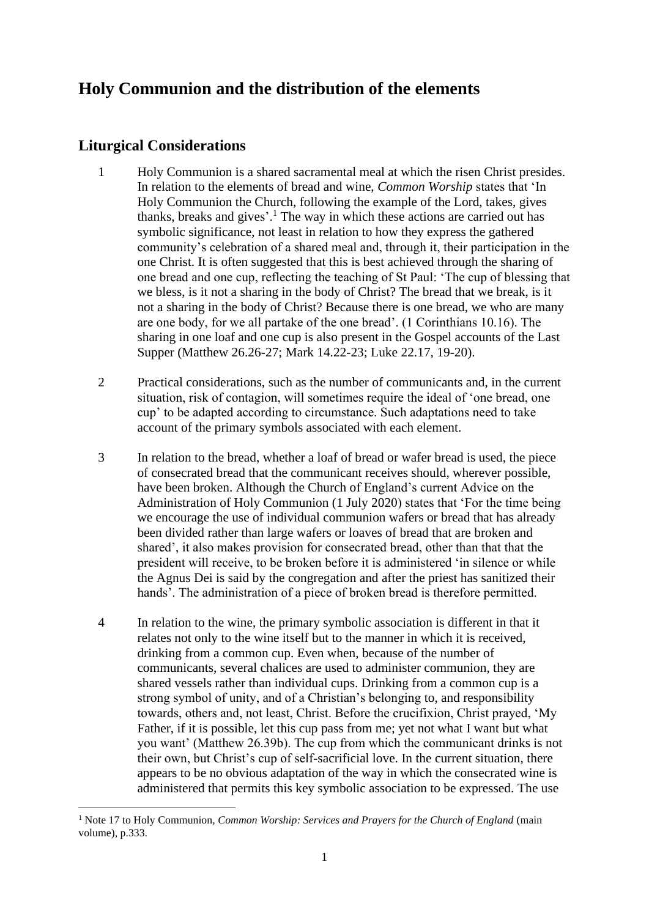# Holy Communion and the distribution of the elements

## Liturgical Considerations

1 Holy Communion is a shared sacramental meal at which the risen Christ presides. In relation to the elements of bread and wine, *Common Worship* states that 'In Holy Communion the Church, following the example of the Lord, takes, gives thanks, breaks and gives'.[1] The way in which these actions are carried out has symbolic significance, not least in relation to how they express the gathered community's celebration of a shared meal and, through it, their participation in the one Christ. It is often suggested that this is best achieved through the sharing of one bread and one cup, reflecting the teaching of St Paul: 'The cup of blessing that we bless, is it not a sharing in the body of Christ? The bread that we break, is it not a sharing in the body of Christ? Because there is one bread, we who are many are one body, for we all partake of the one bread'. (1 Corinthians 10.16). The sharing in one loaf and one cup is also present in the Gospel accounts of the Last Supper (Matthew 26.26-27; Mark 14.22-23; Luke 22.17, 19-20).

2 Practical considerations, such as the number of communicants and, in the current situation, risk of contagion, will sometimes require the ideal of 'one bread, one cup' to be adapted according to circumstance. Such adaptations need to take account of the primary symbols associated with each element.

3 In relation to the bread, whether a loaf of bread or wafer bread is used, the piece of consecrated bread that the communicant receives should, wherever possible, have been broken. Although the Church of England's current Advice on the Administration of Holy Communion (1 July 2020) states that 'For the time being we encourage the use of individual communion wafers or bread that has already been divided rather than large wafers or loaves of bread that are broken and shared', it also makes provision for consecrated bread, other than that that the president will receive, to be broken before it is administered 'in silence or while the Agnus Dei is said by the congregation and after the priest has sanitized their hands'. The administration of a piece of broken bread is therefore permitted.

4 In relation to the wine, the primary symbolic association is different in that it relates not only to the wine itself but to the manner in which it is received, drinking from a common cup. Even when, because of the number of communicants, several chalices are used to administer communion, they are shared vessels rather than individual cups. Drinking from a common cup is a strong symbol of unity, and of a Christian's belonging to, and responsibility towards, others and, not least, Christ. Before the crucifixion, Christ prayed, 'My Father, if it is possible, let this cup pass from me; yet not what I want but what you want' (Matthew 26.39b). The cup from which the communicant drinks is not their own, but Christ's cup of self-sacrificial love. In the current situation, there appears to be no obvious adaptation of the way in which the consecrated wine is administered that permits this key symbolic association to be expressed. The use

[1] Note 17 to Holy Communion, *Common Worship: Services and Prayers for the Church of England* (main volume), p.333.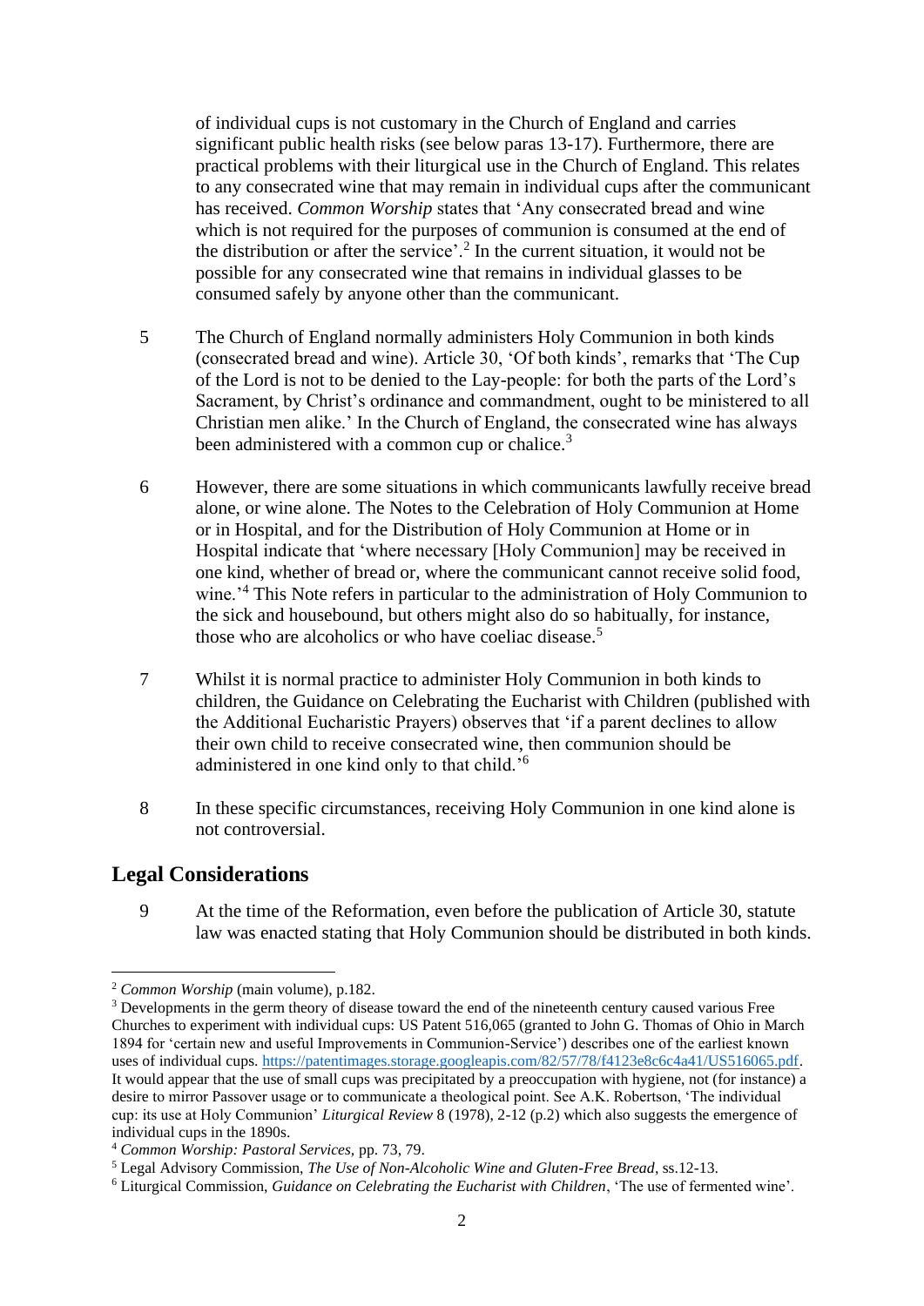of individual cups is not customary in the Church of England and carries significant public health risks (see below paras 13-17). Furthermore, there are practical problems with their liturgical use in the Church of England. This relates to any consecrated wine that may remain in individual cups after the communicant has received. *Common Worship* states that 'Any consecrated bread and wine which is not required for the purposes of communion is consumed at the end of the distribution or after the service'.[2] In the current situation, it would not be possible for any consecrated wine that remains in individual glasses to be consumed safely by anyone other than the communicant.

5 The Church of England normally administers Holy Communion in both kinds (consecrated bread and wine). Article 30, 'Of both kinds', remarks that 'The Cup of the Lord is not to be denied to the Lay-people: for both the parts of the Lord's Sacrament, by Christ's ordinance and commandment, ought to be ministered to all Christian men alike.' In the Church of England, the consecrated wine has always been administered with a common cup or chalice.[3]

6 However, there are some situations in which communicants lawfully receive bread alone, or wine alone. The Notes to the Celebration of Holy Communion at Home or in Hospital, and for the Distribution of Holy Communion at Home or in Hospital indicate that 'where necessary [Holy Communion] may be received in one kind, whether of bread or, where the communicant cannot receive solid food, wine.'[4] This Note refers in particular to the administration of Holy Communion to the sick and housebound, but others might also do so habitually, for instance, those who are alcoholics or who have coeliac disease.[5]

7 Whilst it is normal practice to administer Holy Communion in both kinds to children, the Guidance on Celebrating the Eucharist with Children (published with the Additional Eucharistic Prayers) observes that 'if a parent declines to allow their own child to receive consecrated wine, then communion should be administered in one kind only to that child.'[6]

8 In these specific circumstances, receiving Holy Communion in one kind alone is not controversial.

## Legal Considerations

9 At the time of the Reformation, even before the publication of Article 30, statute law was enacted stating that Holy Communion should be distributed in both kinds.

---

[2] *Common Worship* (main volume), p.182.

[3] Developments in the germ theory of disease toward the end of the nineteenth century caused various Free Churches to experiment with individual cups: US Patent 516,065 (granted to John G. Thomas of Ohio in March 1894 for 'certain new and useful Improvements in Communion-Service') describes one of the earliest known uses of individual cups. https://patentimages.storage.googleapis.com/82/57/78/f4123e8c6c4a41/US516065.pdf. It would appear that the use of small cups was precipitated by a preoccupation with hygiene, not (for instance) a desire to mirror Passover usage or to communicate a theological point. See A.K. Robertson, 'The individual cup: its use at Holy Communion' *Liturgical Review* 8 (1978), 2-12 (p.2) which also suggests the emergence of individual cups in the 1890s.

[4] *Common Worship: Pastoral Services*, pp. 73, 79.

[5] Legal Advisory Commission, *The Use of Non-Alcoholic Wine and Gluten-Free Bread*, ss.12-13.

[6] Liturgical Commission, *Guidance on Celebrating the Eucharist with Children*, 'The use of fermented wine'.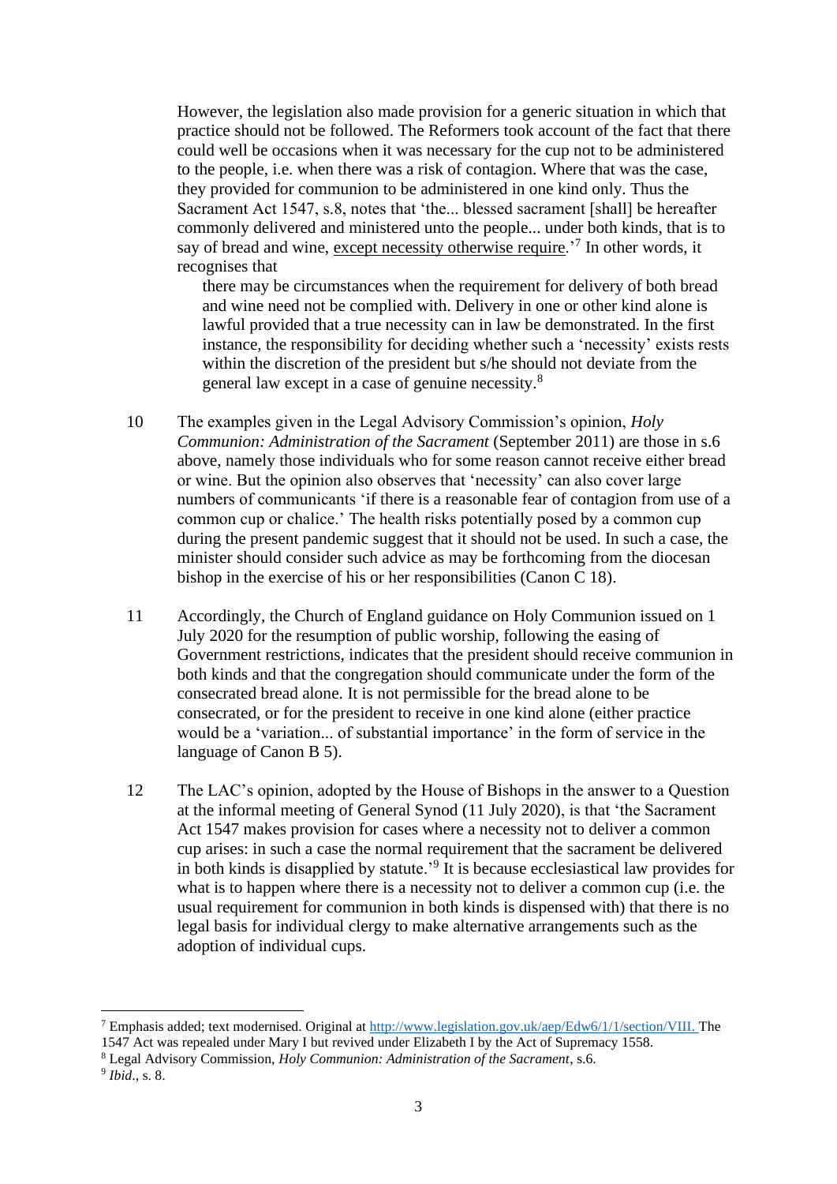However, the legislation also made provision for a generic situation in which that practice should not be followed. The Reformers took account of the fact that there could well be occasions when it was necessary for the cup not to be administered to the people, i.e. when there was a risk of contagion. Where that was the case, they provided for communion to be administered in one kind only. Thus the Sacrament Act 1547, s.8, notes that 'the... blessed sacrament [shall] be hereafter commonly delivered and ministered unto the people... under both kinds, that is to say of bread and wine, <u>except necessity otherwise require</u>.'[7] In other words, it recognises that

> there may be circumstances when the requirement for delivery of both bread and wine need not be complied with. Delivery in one or other kind alone is lawful provided that a true necessity can in law be demonstrated. In the first instance, the responsibility for deciding whether such a 'necessity' exists rests within the discretion of the president but s/he should not deviate from the general law except in a case of genuine necessity.[8]

10 The examples given in the Legal Advisory Commission's opinion, *Holy Communion: Administration of the Sacrament* (September 2011) are those in s.6 above, namely those individuals who for some reason cannot receive either bread or wine. But the opinion also observes that 'necessity' can also cover large numbers of communicants 'if there is a reasonable fear of contagion from use of a common cup or chalice.' The health risks potentially posed by a common cup during the present pandemic suggest that it should not be used. In such a case, the minister should consider such advice as may be forthcoming from the diocesan bishop in the exercise of his or her responsibilities (Canon C 18).

11 Accordingly, the Church of England guidance on Holy Communion issued on 1 July 2020 for the resumption of public worship, following the easing of Government restrictions, indicates that the president should receive communion in both kinds and that the congregation should communicate under the form of the consecrated bread alone. It is not permissible for the bread alone to be consecrated, or for the president to receive in one kind alone (either practice would be a 'variation... of substantial importance' in the form of service in the language of Canon B 5).

12 The LAC's opinion, adopted by the House of Bishops in the answer to a Question at the informal meeting of General Synod (11 July 2020), is that 'the Sacrament Act 1547 makes provision for cases where a necessity not to deliver a common cup arises: in such a case the normal requirement that the sacrament be delivered in both kinds is disapplied by statute.'[9] It is because ecclesiastical law provides for what is to happen where there is a necessity not to deliver a common cup (i.e. the usual requirement for communion in both kinds is dispensed with) that there is no legal basis for individual clergy to make alternative arrangements such as the adoption of individual cups.

---

[7] Emphasis added; text modernised. Original at http://www.legislation.gov.uk/aep/Edw6/1/1/section/VIII. The 1547 Act was repealed under Mary I but revived under Elizabeth I by the Act of Supremacy 1558.

[8] Legal Advisory Commission, *Holy Communion: Administration of the Sacrament*, s.6.

[9] *Ibid*., s. 8.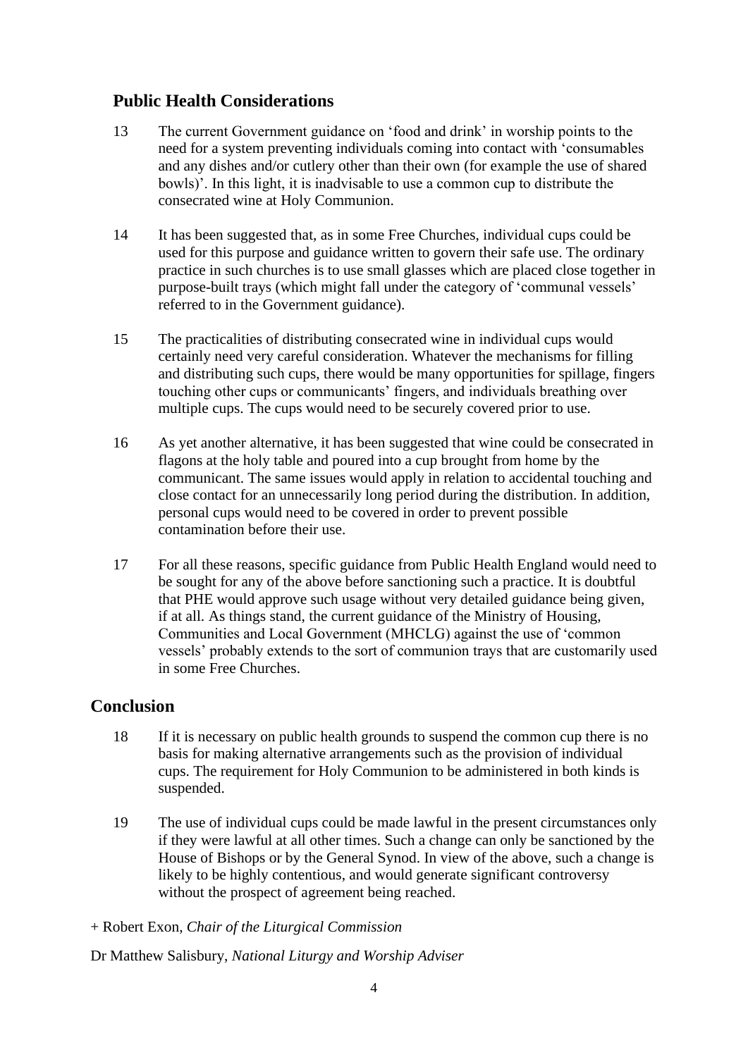## Public Health Considerations

13 The current Government guidance on 'food and drink' in worship points to the need for a system preventing individuals coming into contact with 'consumables and any dishes and/or cutlery other than their own (for example the use of shared bowls)'. In this light, it is inadvisable to use a common cup to distribute the consecrated wine at Holy Communion.

14 It has been suggested that, as in some Free Churches, individual cups could be used for this purpose and guidance written to govern their safe use. The ordinary practice in such churches is to use small glasses which are placed close together in purpose-built trays (which might fall under the category of 'communal vessels' referred to in the Government guidance).

15 The practicalities of distributing consecrated wine in individual cups would certainly need very careful consideration. Whatever the mechanisms for filling and distributing such cups, there would be many opportunities for spillage, fingers touching other cups or communicants' fingers, and individuals breathing over multiple cups. The cups would need to be securely covered prior to use.

16 As yet another alternative, it has been suggested that wine could be consecrated in flagons at the holy table and poured into a cup brought from home by the communicant. The same issues would apply in relation to accidental touching and close contact for an unnecessarily long period during the distribution. In addition, personal cups would need to be covered in order to prevent possible contamination before their use.

17 For all these reasons, specific guidance from Public Health England would need to be sought for any of the above before sanctioning such a practice. It is doubtful that PHE would approve such usage without very detailed guidance being given, if at all. As things stand, the current guidance of the Ministry of Housing, Communities and Local Government (MHCLG) against the use of 'common vessels' probably extends to the sort of communion trays that are customarily used in some Free Churches.

## Conclusion

18 If it is necessary on public health grounds to suspend the common cup there is no basis for making alternative arrangements such as the provision of individual cups. The requirement for Holy Communion to be administered in both kinds is suspended.

19 The use of individual cups could be made lawful in the present circumstances only if they were lawful at all other times. Such a change can only be sanctioned by the House of Bishops or by the General Synod. In view of the above, such a change is likely to be highly contentious, and would generate significant controversy without the prospect of agreement being reached.

+ Robert Exon, *Chair of the Liturgical Commission*

Dr Matthew Salisbury, *National Liturgy and Worship Adviser*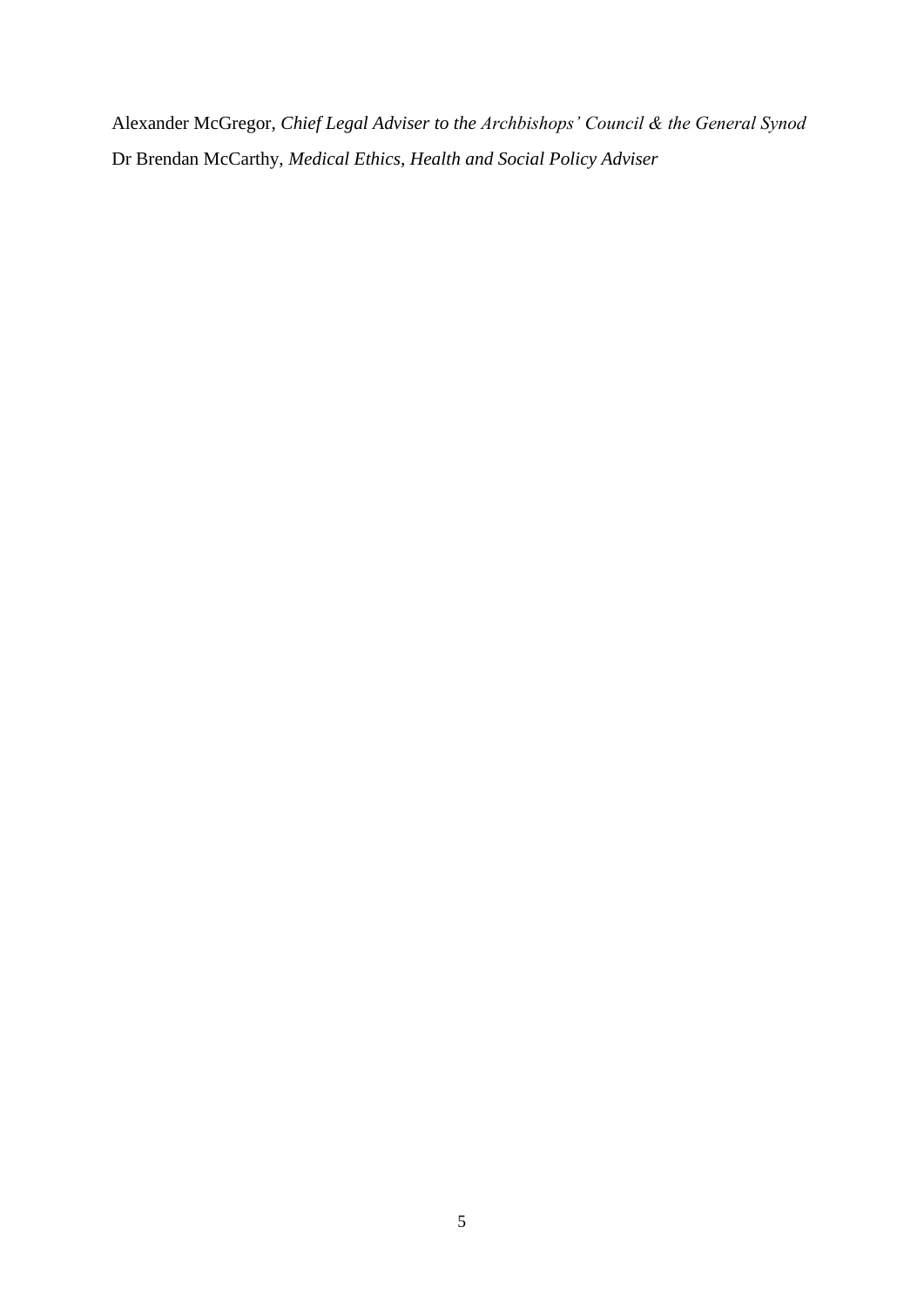Alexander McGregor, *Chief Legal Adviser to the Archbishops' Council & the General Synod*

Dr Brendan McCarthy, *Medical Ethics, Health and Social Policy Adviser*